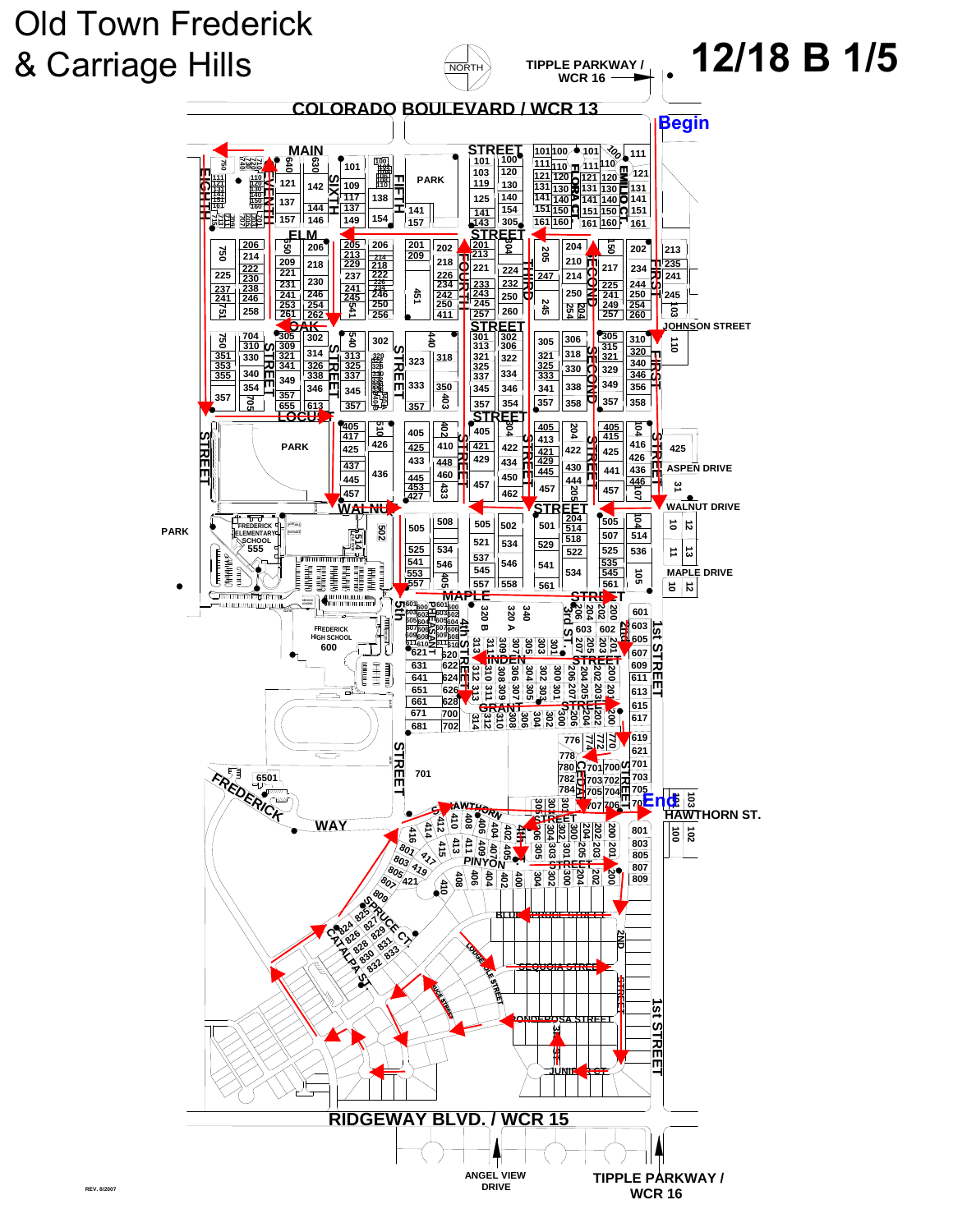# Old Town Frederick & Carriage Hills

**12/18 B 1/5**

NORTH

TIPPLE PARKWAY / WCR 16

COLORADO BOULEVARD / WCR 13

Begin

MAIN STREET

ELM STREET

OAK STREET

LOCUST STREET

WALNUT STREET

MAPLE STREET

LINDEN STREET

GRANT STREET

CEDAR STREET

HAWTHORN STREET

PINYON STREET

BLUE SPRUCE STREET

SEQUOIA STREET

PONDEROSA STREET

JUNIPER CT

EIGHTH STREET

SEVENTH STREET

SIXTH STREET

FIFTH STREET

FOURTH STREET

THIRD STREET

SECOND STREET

FIRST STREET

FLORA CT

EMILIO CT

JOHNSON STREET

ASPEN DRIVE

WALNUT DRIVE

MAPLE DRIVE

HAWTHORN ST.

End

PARK

FREDERICK ELEMENTARY SCHOOL

FREDERICK HIGH SCHOOL

FREDERICK WAY

SPRUCE CT.

CATALPA ST.

LODGEPOLE STREET

RIDGEWAY BLVD. / WCR 15

ANGEL VIEW DRIVE

TIPPLE PARKWAY / WCR 16

REV. 8/2007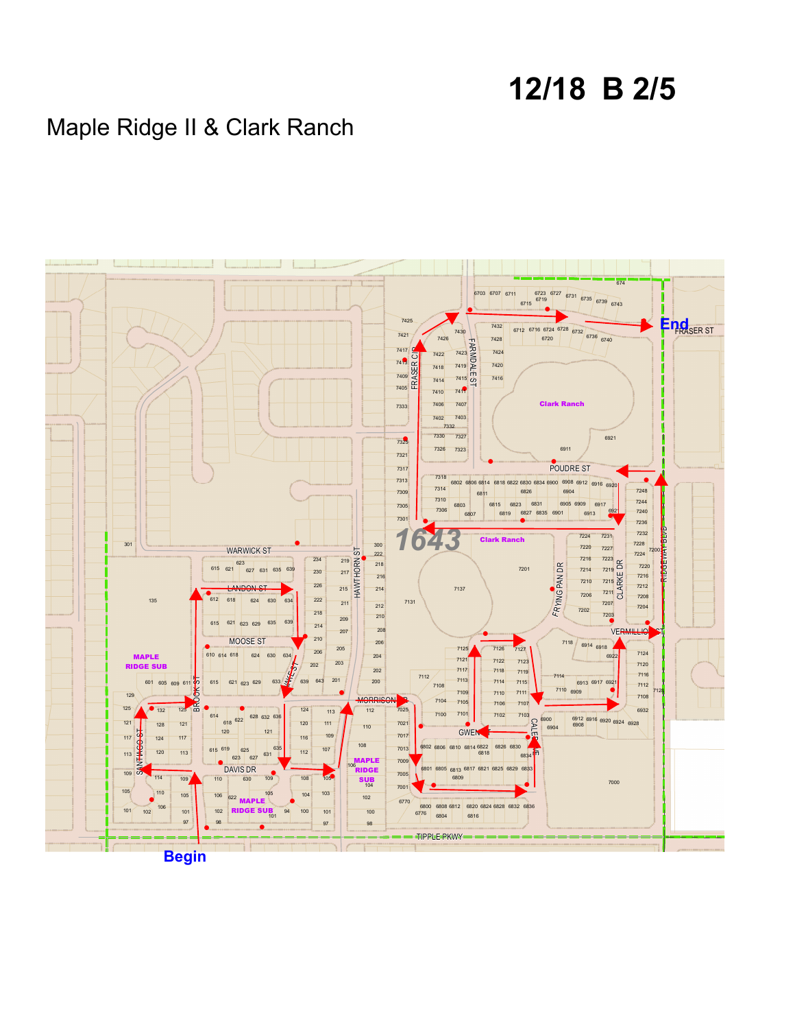# 12/18 B 2/5

## Maple Ridge II & Clark Ranch

Begin

End

1643

MAPLE RIDGE SUB

Clark Ranch

WARWICK ST

LANDON ST

MOOSE ST

DAVIS DR

MORRISON DR

HAWTHORN ST

BROOK ST

SANTIAGO ST

FRASER CIR

FARMDALE ST

FRASER ST

POUDRE ST

FRYING PAN DR

CLARKE DR

RIDGEWAY BLVD

VERMILLION ST

GWEN

CALEB

TIPPLE PKWY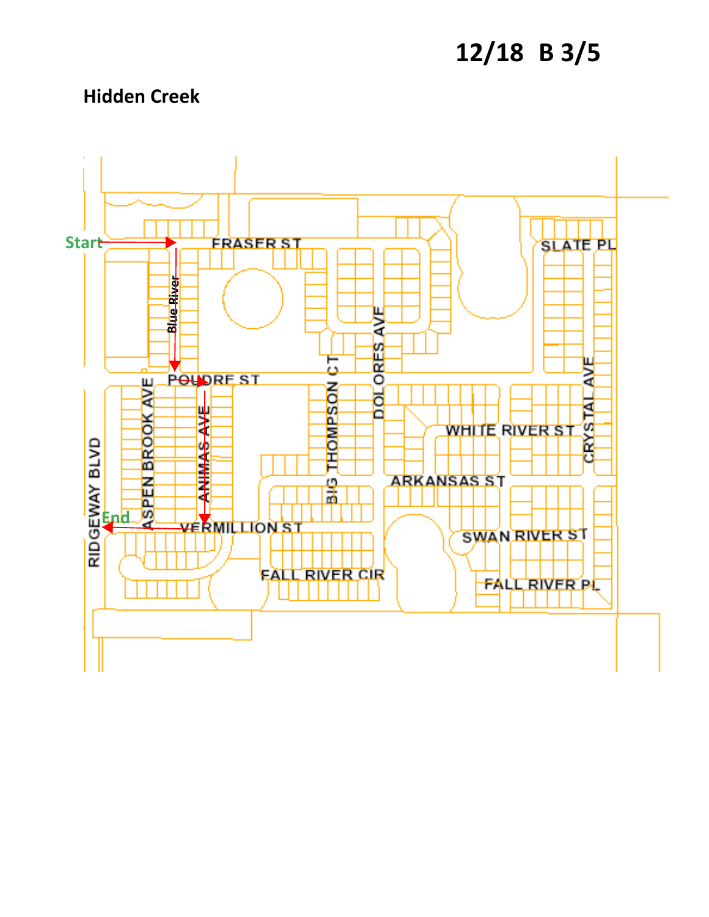**12/18 B 3/5**

**Hidden Creek**

Start

FRASER ST

SLATE PL

Blue River

POUDRE ST

DOLORES AVE

CRYSTAL AVE

BIG THOMPSON CT

WHITE RIVER ST

ASPEN BROOK AVE

ANIMAS AVE

RIDGEWAY BLVD

ARKANSAS ST

End

VERMILLION ST

SWAN RIVER ST

FALL RIVER CIR

FALL RIVER PL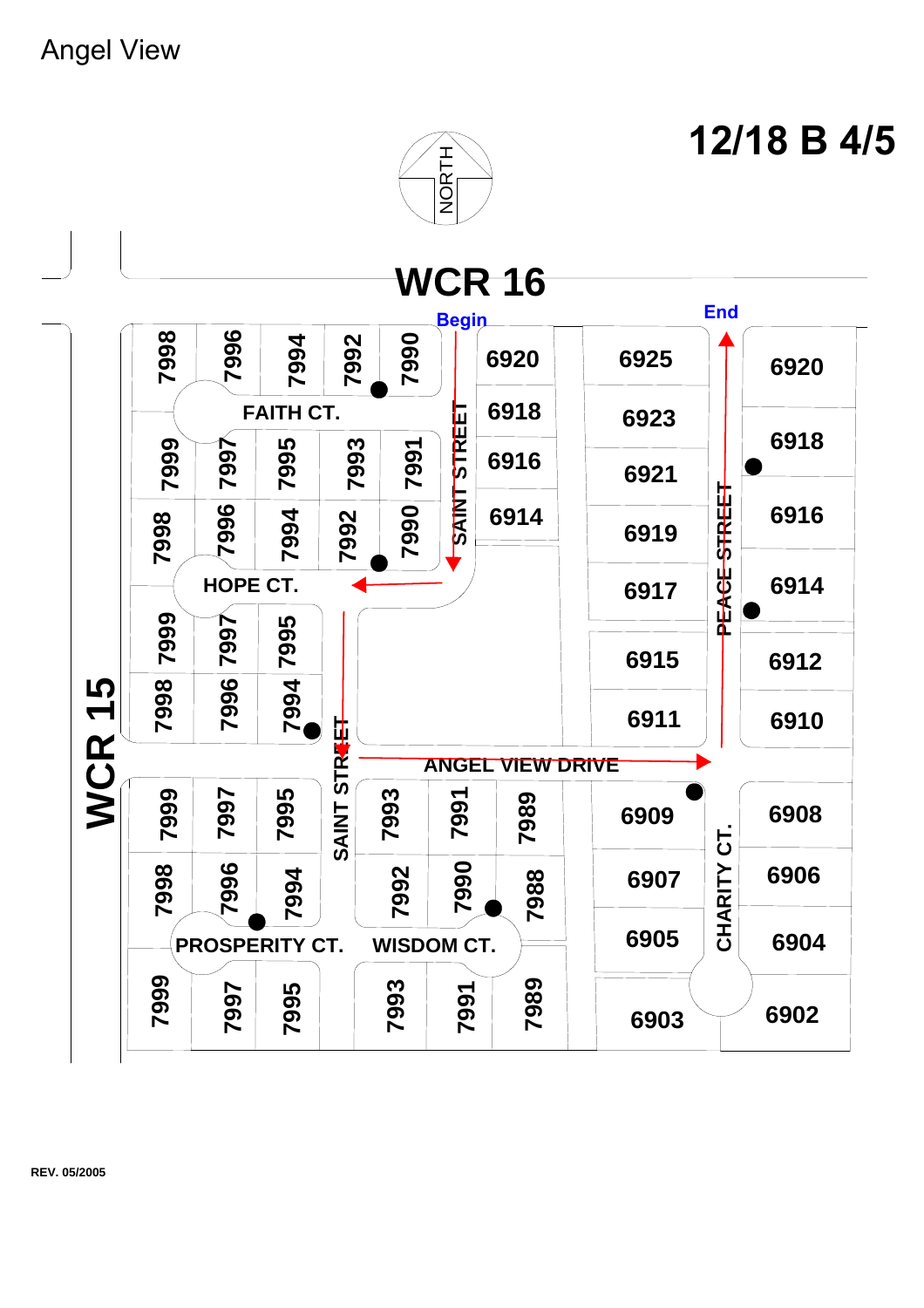Angel View

12/18 B 4/5

NORTH

WCR 16

Begin

End

WCR 15

FAITH CT.

HOPE CT.

SAINT STREET

PEACE STREET

ANGEL VIEW DRIVE

CHARITY CT.

PROSPERITY CT.

WISDOM CT.

7998 7996 7994 7992 7990

7999 7997 7995 7993 7991

7998 7996 7994 7992 7990

7999 7997 7995

7998 7996 7994

6920 6918 6916 6914

6925 6923 6921 6919 6917 6915 6911

6920 6918 6916 6914 6912 6910

7999 7997 7995

7998 7996 7994

7999 7997 7995

7993 7991 7989

7992 7990 7988

7993 7991 7989

6909 6907 6905 6903

6908 6906 6904 6902

REV. 05/2005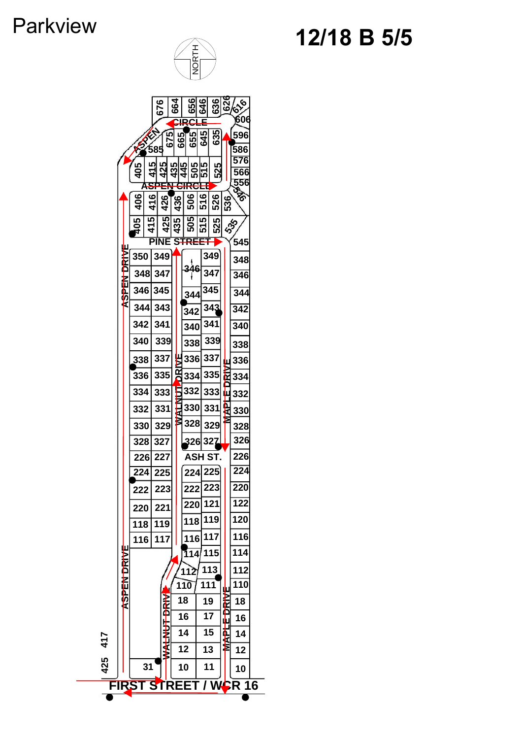# Parkview

## 12/18 B 5/5

NORTH

CIRCLE

ASPEN

ASPEN CIRCLE

PINE STREET

ASPEN DRIVE

WALNUT DRIVE

MAPLE DRIVE

ASH ST.

FIRST STREET / WCR 16

676 664 656 646 636 626 616 606

675 665 655 645 635 596 586

585

405 415 425 435 445 505 515 525 576 566 556

406 416 426 436 506 516 526 536 546

405 415 425 435 505 515 525 535

545

350 349 349 348

348 347 346 347 346

346 345 345 344

344 343 344 342 343 342

342 341 340 341 340

340 339 338 339 338

338 337 336 337 336

336 335 334 335 334

334 333 332 333 332

332 331 330 331 330

330 329 328 329 328

328 327 326 327 326

226 227 226

224 225 224 225 224

222 223 222 223 220

220 221 220 121 122

118 119 118 119 120

116 117 116 117 116

114 115 114

112 113 112

110 111 110

18 19 18

16 17 16

14 15 14

12 13 12

31 10 11 10

417

425